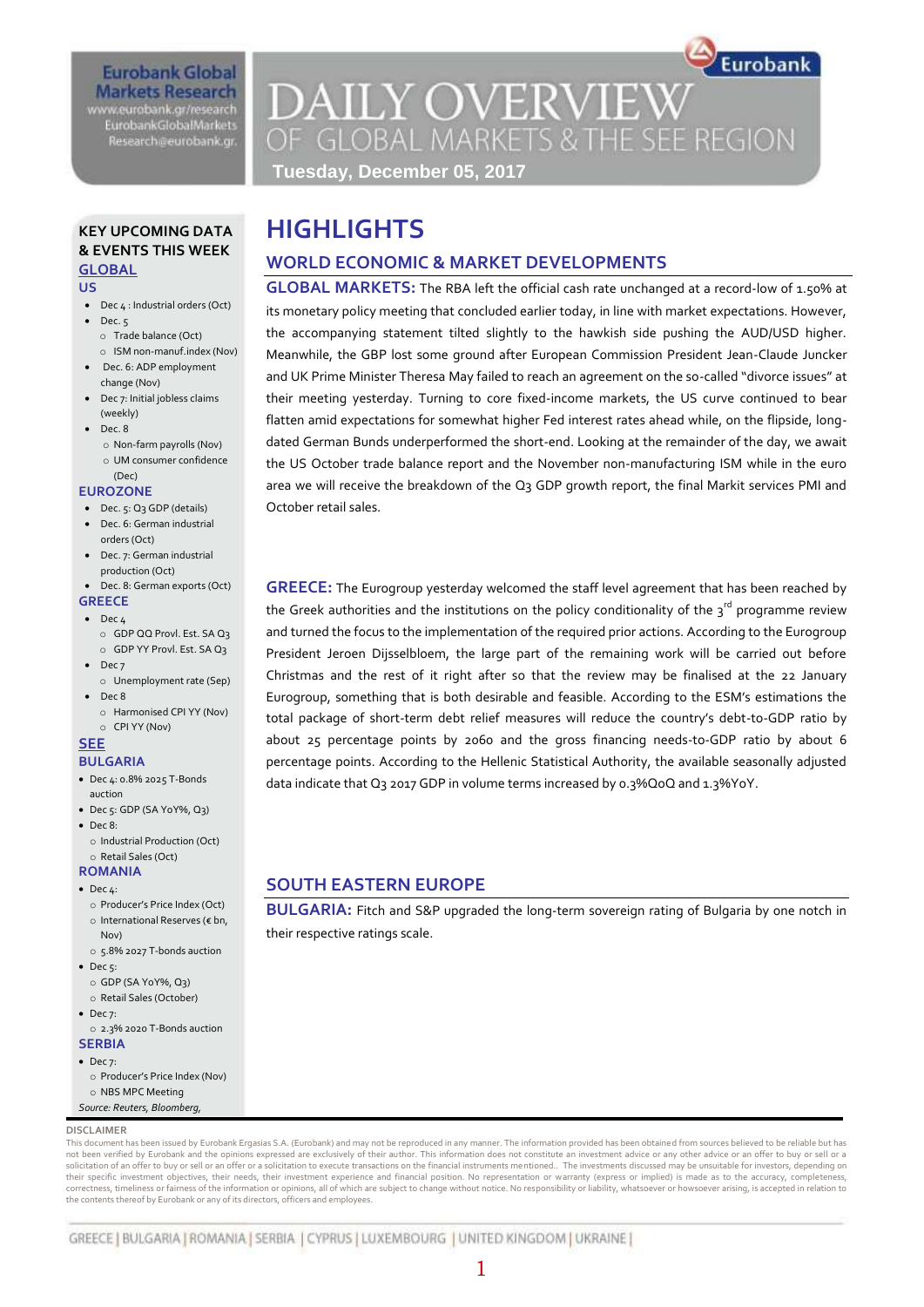**Eurobank Global Markets Research**
www.eurobank.gr/research
EurobankGlobalMarkets Research@eurobank.gr

Eurobank

# DAILY OVERVIEW OF GLOBAL MARKETS & THE SEE REGION

**Tuesday, December 05, 2017**

## KEY UPCOMING DATA & EVENTS THIS WEEK

### GLOBAL

**US**

- Dec 4 : Industrial orders (Oct)
- Dec. 5
  - Trade balance (Oct)
  - ISM non-manuf.index (Nov)
- Dec. 6: ADP employment change (Nov)
- Dec 7: Initial jobless claims (weekly)
- Dec. 8
  - Non-farm payrolls (Nov)
  - UM consumer confidence (Dec)

**EUROZONE**

- Dec. 5: Q3 GDP (details)
- Dec. 6: German industrial orders (Oct)
- Dec. 7: German industrial production (Oct)
- Dec. 8: German exports (Oct)

**GREECE**

- Dec 4
  - GDP QQ Provl. Est. SA Q3
  - GDP YY Provl. Est. SA Q3
- Dec 7
  - Unemployment rate (Sep)
- Dec 8
  - Harmonised CPI YY (Nov)
  - CPI YY (Nov)

### SEE

**BULGARIA**

- Dec 4: 0.8% 2025 T-Bonds auction
- Dec 5: GDP (SA YoY%, Q3)
- Dec 8:
  - Industrial Production (Oct)
  - Retail Sales (Oct)

**ROMANIA**

- Dec 4:
  - Producer's Price Index (Oct)
  - International Reserves (€ bn, Nov)
  - 5.8% 2027 T-bonds auction
- Dec 5:
  - GDP (SA YoY%, Q3)
  - Retail Sales (October)
- Dec 7:
  - 2.3% 2020 T-Bonds auction

**SERBIA**

- Dec 7:
  - Producer's Price Index (Nov)
  - NBS MPC Meeting

*Source: Reuters, Bloomberg,*

# HIGHLIGHTS

## WORLD ECONOMIC & MARKET DEVELOPMENTS

**GLOBAL MARKETS:** The RBA left the official cash rate unchanged at a record-low of 1.50% at its monetary policy meeting that concluded earlier today, in line with market expectations. However, the accompanying statement tilted slightly to the hawkish side pushing the AUD/USD higher. Meanwhile, the GBP lost some ground after European Commission President Jean-Claude Juncker and UK Prime Minister Theresa May failed to reach an agreement on the so-called "divorce issues" at their meeting yesterday. Turning to core fixed-income markets, the US curve continued to bear flatten amid expectations for somewhat higher Fed interest rates ahead while, on the flipside, long-dated German Bunds underperformed the short-end. Looking at the remainder of the day, we await the US October trade balance report and the November non-manufacturing ISM while in the euro area we will receive the breakdown of the Q3 GDP growth report, the final Markit services PMI and October retail sales.

**GREECE:** The Eurogroup yesterday welcomed the staff level agreement that has been reached by the Greek authorities and the institutions on the policy conditionality of the 3rd programme review and turned the focus to the implementation of the required prior actions. According to the Eurogroup President Jeroen Dijsselbloem, the large part of the remaining work will be carried out before Christmas and the rest of it right after so that the review may be finalised at the 22 January Eurogroup, something that is both desirable and feasible. According to the ESM's estimations the total package of short-term debt relief measures will reduce the country's debt-to-GDP ratio by about 25 percentage points by 2060 and the gross financing needs-to-GDP ratio by about 6 percentage points. According to the Hellenic Statistical Authority, the available seasonally adjusted data indicate that Q3 2017 GDP in volume terms increased by 0.3%QoQ and 1.3%YoY.

## SOUTH EASTERN EUROPE

**BULGARIA:** Fitch and S&P upgraded the long-term sovereign rating of Bulgaria by one notch in their respective ratings scale.

**DISCLAIMER**

This document has been issued by Eurobank Ergasias S.A. (Eurobank) and may not be reproduced in any manner. The information provided has been obtained from sources believed to be reliable but has not been verified by Eurobank and the opinions expressed are exclusively of their author. This information does not constitute an investment advice or any other advice or an offer to buy or sell or a solicitation of an offer to buy or sell or an offer or a solicitation to execute transactions on the financial instruments mentioned.. The investments discussed may be unsuitable for investors, depending on their specific investment objectives, their needs, their investment experience and financial position. No representation or warranty (express or implied) is made as to the accuracy, completeness, correctness, timeliness or fairness of the information or opinions, all of which are subject to change without notice. No responsibility or liability, whatsoever or howsoever arising, is accepted in relation to the contents thereof by Eurobank or any of its directors, officers and employees.

GREECE | BULGARIA | ROMANIA | SERBIA | CYPRUS | LUXEMBOURG | UNITED KINGDOM | UKRAINE |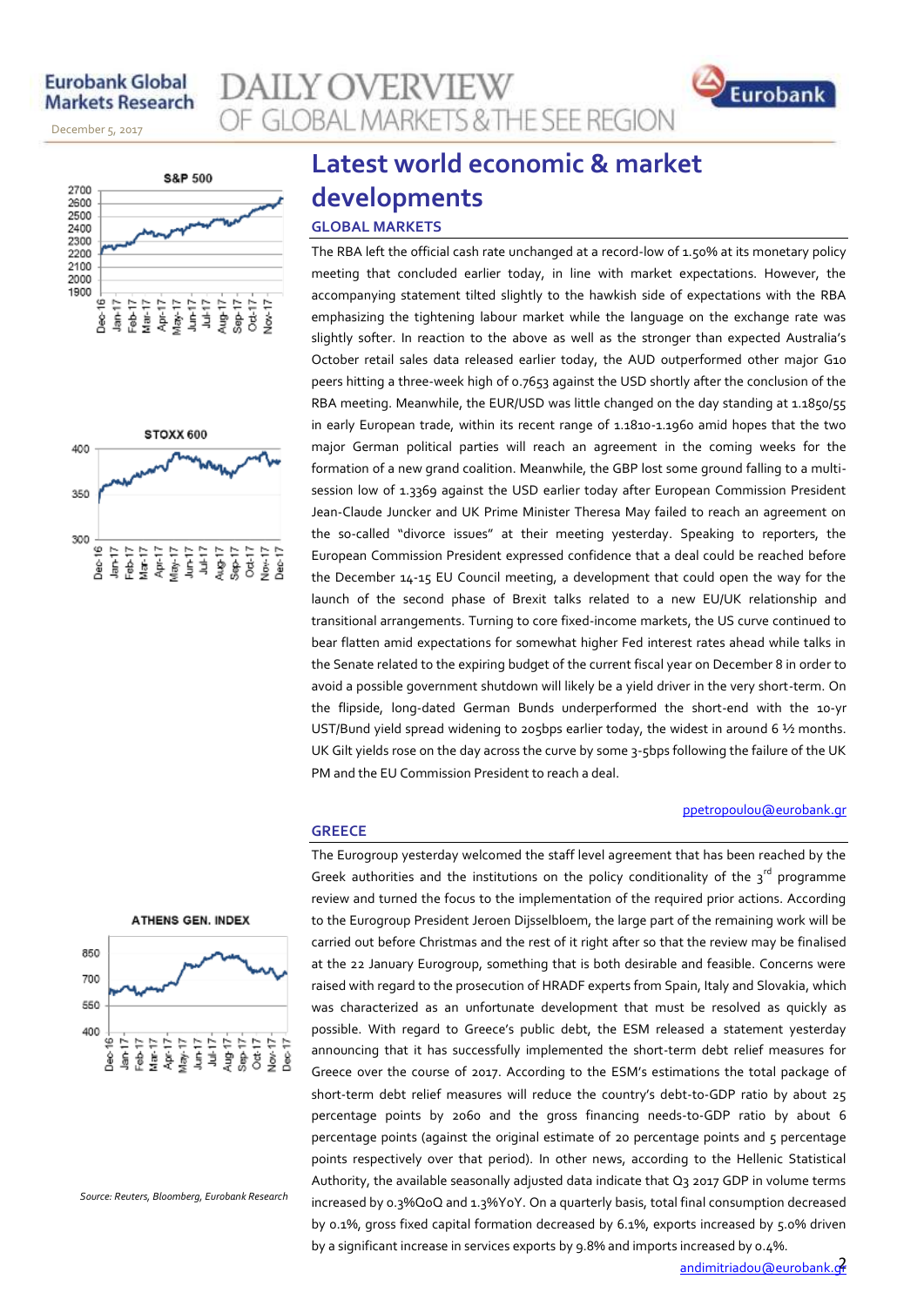# Latest world economic & market developments

## GLOBAL MARKETS

The RBA left the official cash rate unchanged at a record-low of 1.50% at its monetary policy meeting that concluded earlier today, in line with market expectations. However, the accompanying statement tilted slightly to the hawkish side of expectations with the RBA emphasizing the tightening labour market while the language on the exchange rate was slightly softer. In reaction to the above as well as the stronger than expected Australia's October retail sales data released earlier today, the AUD outperformed other major G10 peers hitting a three-week high of 0.7653 against the USD shortly after the conclusion of the RBA meeting. Meanwhile, the EUR/USD was little changed on the day standing at 1.1850/55 in early European trade, within its recent range of 1.1810-1.1960 amid hopes that the two major German political parties will reach an agreement in the coming weeks for the formation of a new grand coalition. Meanwhile, the GBP lost some ground falling to a multi-session low of 1.3369 against the USD earlier today after European Commission President Jean-Claude Juncker and UK Prime Minister Theresa May failed to reach an agreement on the so-called "divorce issues" at their meeting yesterday. Speaking to reporters, the European Commission President expressed confidence that a deal could be reached before the December 14-15 EU Council meeting, a development that could open the way for the launch of the second phase of Brexit talks related to a new EU/UK relationship and transitional arrangements. Turning to core fixed-income markets, the US curve continued to bear flatten amid expectations for somewhat higher Fed interest rates ahead while talks in the Senate related to the expiring budget of the current fiscal year on December 8 in order to avoid a possible government shutdown will likely be a yield driver in the very short-term. On the flipside, long-dated German Bunds underperformed the short-end with the 10-yr UST/Bund yield spread widening to 205bps earlier today, the widest in around 6 ½ months. UK Gilt yields rose on the day across the curve by some 3-5bps following the failure of the UK PM and the EU Commission President to reach a deal.

ppetropoulou@eurobank.gr

## GREECE

The Eurogroup yesterday welcomed the staff level agreement that has been reached by the Greek authorities and the institutions on the policy conditionality of the 3rd programme review and turned the focus to the implementation of the required prior actions. According to the Eurogroup President Jeroen Dijsselbloem, the large part of the remaining work will be carried out before Christmas and the rest of it right after so that the review may be finalised at the 22 January Eurogroup, something that is both desirable and feasible. Concerns were raised with regard to the prosecution of HRADF experts from Spain, Italy and Slovakia, which was characterized as an unfortunate development that must be resolved as quickly as possible. With regard to Greece's public debt, the ESM released a statement yesterday announcing that it has successfully implemented the short-term debt relief measures for Greece over the course of 2017. According to the ESM's estimations the total package of short-term debt relief measures will reduce the country's debt-to-GDP ratio by about 25 percentage points by 2060 and the gross financing needs-to-GDP ratio by about 6 percentage points (against the original estimate of 20 percentage points and 5 percentage points respectively over that period). In other news, according to the Hellenic Statistical Authority, the available seasonally adjusted data indicate that Q3 2017 GDP in volume terms increased by 0.3%QoQ and 1.3%YoY. On a quarterly basis, total final consumption decreased by 0.1%, gross fixed capital formation decreased by 6.1%, exports increased by 5.0% driven by a significant increase in services exports by 9.8% and imports increased by 0.4%.

andimitriadou@eurobank.gr

S&P 500

STOXX 600

ATHENS GEN. INDEX

*Source: Reuters, Bloomberg, Eurobank Research*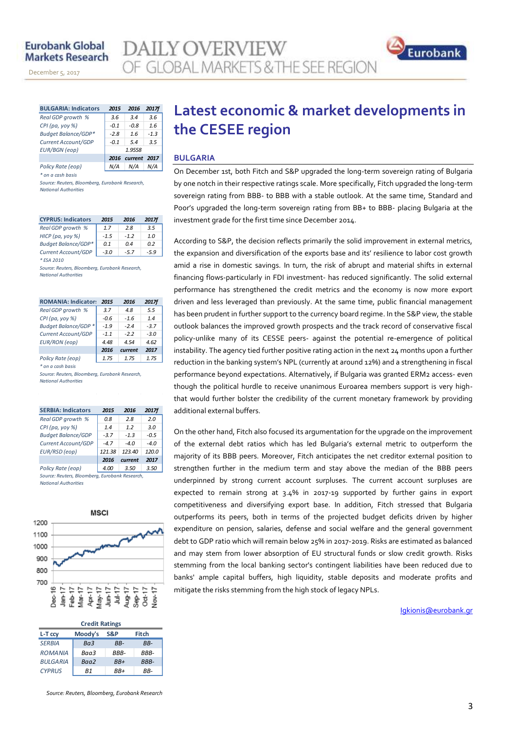# Latest economic & market developments in the CESEE region

## BULGARIA

On December 1st, both Fitch and S&P upgraded the long-term sovereign rating of Bulgaria by one notch in their respective ratings scale. More specifically, Fitch upgraded the long-term sovereign rating from BBB- to BBB with a stable outlook. At the same time, Standard and Poor's upgraded the long-term sovereign rating from BB+ to BBB- placing Bulgaria at the investment grade for the first time since December 2014.

According to S&P, the decision reflects primarily the solid improvement in external metrics, the expansion and diversification of the exports base and its' resilience to labor cost growth amid a rise in domestic savings. In turn, the risk of abrupt and material shifts in external financing flows-particularly in FDI investment- has reduced significantly. The solid external performance has strengthened the credit metrics and the economy is now more export driven and less leveraged than previously. At the same time, public financial management has been prudent in further support to the currency board regime. In the S&P view, the stable outlook balances the improved growth prospects and the track record of conservative fiscal policy-unlike many of its CESSE peers- against the potential re-emergence of political instability. The agency tied further positive rating action in the next 24 months upon a further reduction in the banking system's NPL (currently at around 12%) and a strengthening in fiscal performance beyond expectations. Alternatively, if Bulgaria was granted ERM2 access- even though the political hurdle to receive unanimous Euroarea members support is very high- that would further bolster the credibility of the current monetary framework by providing additional external buffers.

On the other hand, Fitch also focused its argumentation for the upgrade on the improvement of the external debt ratios which has led Bulgaria's external metric to outperform the majority of its BBB peers. Moreover, Fitch anticipates the net creditor external position to strengthen further in the medium term and stay above the median of the BBB peers underpinned by strong current account surpluses. The current account surpluses are expected to remain strong at 3.4% in 2017-19 supported by further gains in export competitiveness and diversifying export base. In addition, Fitch stressed that Bulgaria outperforms its peers, both in terms of the projected budget deficits driven by higher expenditure on pension, salaries, defense and social welfare and the general government debt to GDP ratio which will remain below 25% in 2017-2019. Risks are estimated as balanced and may stem from lower absorption of EU structural funds or slow credit growth. Risks stemming from the local banking sector's contingent liabilities have been reduced due to banks' ample capital buffers, high liquidity, stable deposits and moderate profits and mitigate the risks stemming from the high stock of legacy NPLs.

lgkionis@eurobank.gr

| BULGARIA: Indicators | 2015 | 2016 | 2017f |
|---|---|---|---|
| Real GDP growth % | 3.6 | 3.4 | 3.6 |
| CPI (pa, yoy %) | -0.1 | -0.8 | 1.6 |
| Budget Balance/GDP* | -2.8 | 1.6 | -1.3 |
| Current Account/GDP | -0.1 | 5.4 | 3.5 |
| EUR/BGN (eop) | | 1.9558 | |
| | 2016 | current | 2017 |
| Policy Rate (eop) | N/A | N/A | N/A |

\* on a cash basis

Source: Reuters, Bloomberg, Eurobank Research, National Authorities

| CYPRUS: Indicators | 2015 | 2016 | 2017f |
|---|---|---|---|
| Real GDP growth % | 1.7 | 2.8 | 3.5 |
| HICP (pa, yoy %) | -1.5 | -1.2 | 1.0 |
| Budget Balance/GDP* | 0.1 | 0.4 | 0.2 |
| Current Account/GDP | -3.0 | -5.7 | -5.9 |

\* ESA 2010

Source: Reuters, Bloomberg, Eurobank Research, National Authorities

| ROMANIA: Indicators | 2015 | 2016 | 2017f |
|---|---|---|---|
| Real GDP growth % | 3.7 | 4.8 | 5.5 |
| CPI (pa, yoy %) | -0.6 | -1.6 | 1.4 |
| Budget Balance/GDP * | -1.9 | -2.4 | -3.7 |
| Current Account/GDP | -1.1 | -2.2 | -3.0 |
| EUR/RON (eop) | 4.48 | 4.54 | 4.62 |
| | 2016 | current | 2017 |
| Policy Rate (eop) | 1.75 | 1.75 | 1.75 |

\* on a cash basis

Source: Reuters, Bloomberg, Eurobank Research, National Authorities

| SERBIA: Indicators | 2015 | 2016 | 2017f |
|---|---|---|---|
| Real GDP growth % | 0.8 | 2.8 | 2.0 |
| CPI (pa, yoy %) | 1.4 | 1.2 | 3.0 |
| Budget Balance/GDP | -3.7 | -1.3 | -0.5 |
| Current Account/GDP | -4.7 | -4.0 | -4.0 |
| EUR/RSD (eop) | 121.38 | 123.40 | 120.0 |
| | 2016 | current | 2017 |
| Policy Rate (eop) | 4.00 | 3.50 | 3.50 |

Source: Reuters, Bloomberg, Eurobank Research, National Authorities

**Credit Ratings**

| L-T ccy | Moody's | S&P | Fitch |
|---|---|---|---|
| SERBIA | Ba3 | BB- | BB- |
| ROMANIA | Baa3 | BBB- | BBB- |
| BULGARIA | Baa2 | BB+ | BBB- |
| CYPRUS | B1 | BB+ | BB- |

Source: Reuters, Bloomberg, Eurobank Research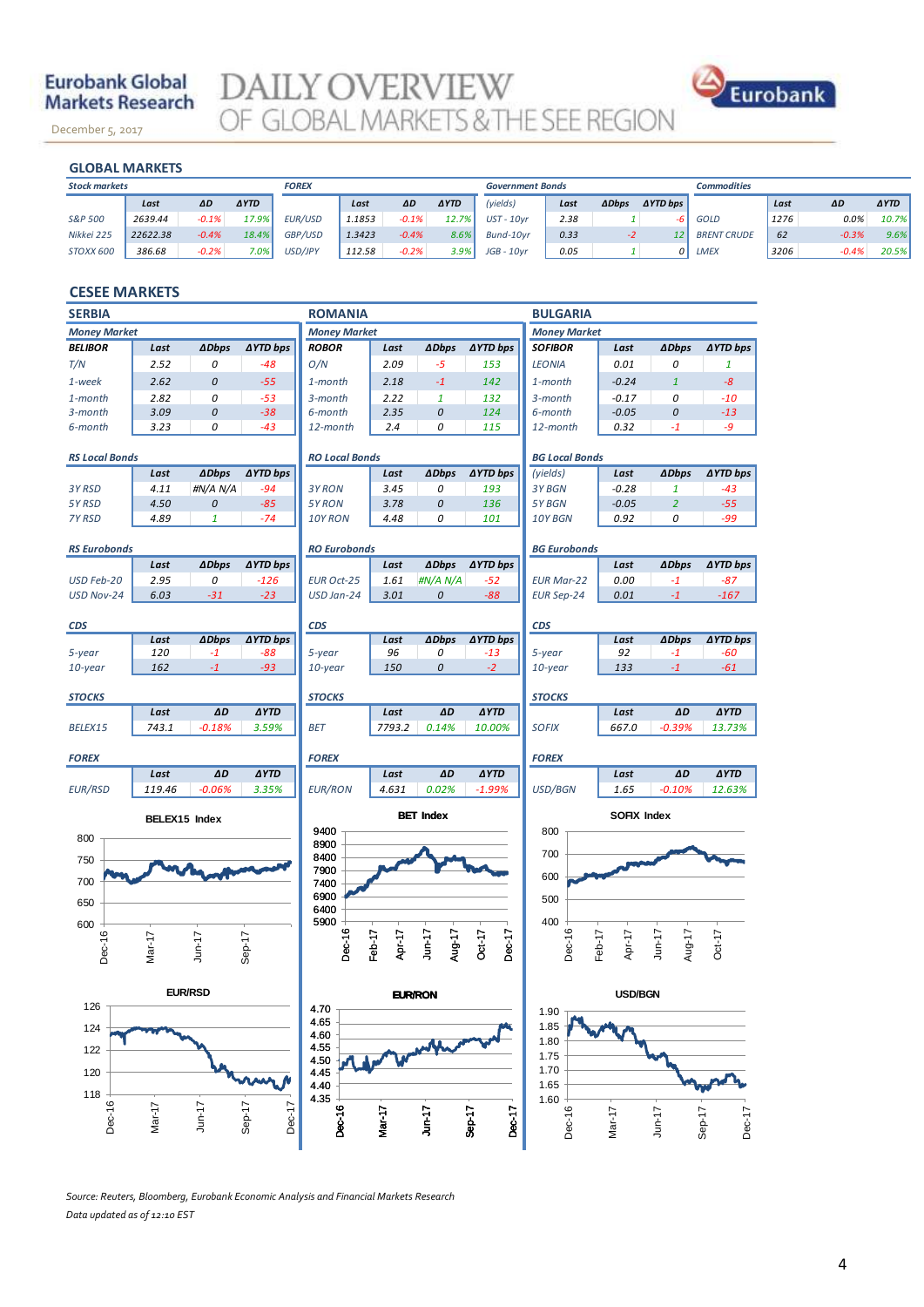# Eurobank Global Markets Research

## DAILY OVERVIEW OF GLOBAL MARKETS & THE SEE REGION

December 5, 2017

## GLOBAL MARKETS

| *Stock markets* | Last | ΔD | ΔYTD |
|---|---|---|---|
| S&P 500 | 2639.44 | -0.1% | 17.9% |
| Nikkei 225 | 22622.38 | -0.4% | 18.4% |
| STOXX 600 | 386.68 | -0.2% | 7.0% |

| *FOREX* | Last | ΔD | ΔYTD |
|---|---|---|---|
| EUR/USD | 1.1853 | -0.1% | 12.7% |
| GBP/USD | 1.3423 | -0.4% | 8.6% |
| USD/JPY | 112.58 | -0.2% | 3.9% |

| *Government Bonds (yields)* | Last | ΔDbps | ΔYTD bps |
|---|---|---|---|
| UST - 10yr | 2.38 | 1 | -6 |
| Bund-10yr | 0.33 | -2 | 12 |
| JGB - 10yr | 0.05 | 1 | 0 |

| *Commodities* | Last | ΔD | ΔYTD |
|---|---|---|---|
| GOLD | 1276 | 0.0% | 10.7% |
| BRENT CRUDE | 62 | -0.3% | 9.6% |
| LMEX | 3206 | -0.4% | 20.5% |

## CESEE MARKETS

### SERBIA

*Money Market*

| BELIBOR | Last | ΔDbps | ΔYTD bps |
|---|---|---|---|
| T/N | 2.52 | 0 | -48 |
| 1-week | 2.62 | 0 | -55 |
| 1-month | 2.82 | 0 | -53 |
| 3-month | 3.09 | 0 | -38 |
| 6-month | 3.23 | 0 | -43 |

*RS Local Bonds*

| | Last | ΔDbps | ΔYTD bps |
|---|---|---|---|
| 3Y RSD | 4.11 | #N/A N/A | -94 |
| 5Y RSD | 4.50 | 0 | -85 |
| 7Y RSD | 4.89 | 1 | -74 |

*RS Eurobonds*

| | Last | ΔDbps | ΔYTD bps |
|---|---|---|---|
| USD Feb-20 | 2.95 | 0 | -126 |
| USD Nov-24 | 6.03 | -31 | -23 |

*CDS*

| | Last | ΔDbps | ΔYTD bps |
|---|---|---|---|
| 5-year | 120 | -1 | -88 |
| 10-year | 162 | -1 | -93 |

*STOCKS*

| | Last | ΔD | ΔYTD |
|---|---|---|---|
| BELEX15 | 743.1 | -0.18% | 3.59% |

*FOREX*

| | Last | ΔD | ΔYTD |
|---|---|---|---|
| EUR/RSD | 119.46 | -0.06% | 3.35% |

### ROMANIA

*Money Market*

| ROBOR | Last | ΔDbps | ΔYTD bps |
|---|---|---|---|
| O/N | 2.09 | -5 | 153 |
| 1-month | 2.18 | -1 | 142 |
| 3-month | 2.22 | 1 | 132 |
| 6-month | 2.35 | 0 | 124 |
| 12-month | 2.4 | 0 | 115 |

*RO Local Bonds*

| | Last | ΔDbps | ΔYTD bps |
|---|---|---|---|
| 3Y RON | 3.45 | 0 | 193 |
| 5Y RON | 3.78 | 0 | 136 |
| 10Y RON | 4.48 | 0 | 101 |

*RO Eurobonds*

| | Last | ΔDbps | ΔYTD bps |
|---|---|---|---|
| EUR Oct-25 | 1.61 | #N/A N/A | -52 |
| USD Jan-24 | 3.01 | 0 | -88 |

*CDS*

| | Last | ΔDbps | ΔYTD bps |
|---|---|---|---|
| 5-year | 96 | 0 | -13 |
| 10-year | 150 | 0 | -2 |

*STOCKS*

| | Last | ΔD | ΔYTD |
|---|---|---|---|
| BET | 7793.2 | 0.14% | 10.00% |

*FOREX*

| | Last | ΔD | ΔYTD |
|---|---|---|---|
| EUR/RON | 4.631 | 0.02% | -1.99% |

### BULGARIA

*Money Market*

| SOFIBOR | Last | ΔDbps | ΔYTD bps |
|---|---|---|---|
| LEONIA | 0.01 | 0 | 1 |
| 1-month | -0.24 | 1 | -8 |
| 3-month | -0.17 | 0 | -10 |
| 6-month | -0.05 | 0 | -13 |
| 12-month | 0.32 | -1 | -9 |

*BG Local Bonds*

| (yields) | Last | ΔDbps | ΔYTD bps |
|---|---|---|---|
| 3Y BGN | -0.28 | 1 | -43 |
| 5Y BGN | -0.05 | 2 | -55 |
| 10Y BGN | 0.92 | 0 | -99 |

*BG Eurobonds*

| | Last | ΔDbps | ΔYTD bps |
|---|---|---|---|
| EUR Mar-22 | 0.00 | -1 | -87 |
| EUR Sep-24 | 0.01 | -1 | -167 |

*CDS*

| | Last | ΔDbps | ΔYTD bps |
|---|---|---|---|
| 5-year | 92 | -1 | -60 |
| 10-year | 133 | -1 | -61 |

*STOCKS*

| | Last | ΔD | ΔYTD |
|---|---|---|---|
| SOFIX | 667.0 | -0.39% | 13.73% |

*FOREX*

| | Last | ΔD | ΔYTD |
|---|---|---|---|
| USD/BGN | 1.65 | -0.10% | 12.63% |

BELEX15 Index

BET Index

SOFIX Index

EUR/RSD

EUR/RON

USD/BGN

*Source: Reuters, Bloomberg, Eurobank Economic Analysis and Financial Markets Research*
*Data updated as of 12:10 EST*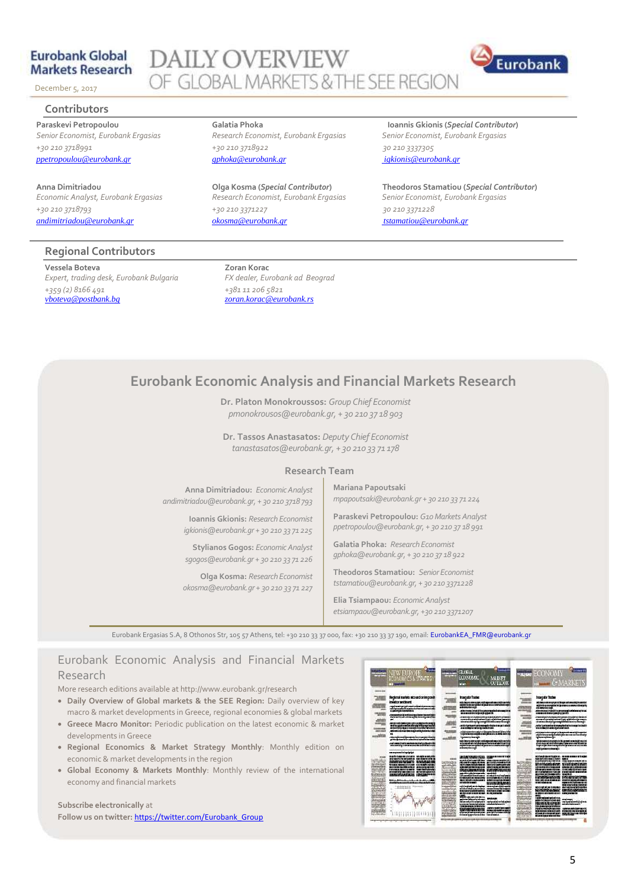## Contributors

**Paraskevi Petropoulou**
*Senior Economist, Eurobank Ergasias*
*+30 210 3718991*
*ppetropoulou@eurobank.gr*

**Galatia Phoka**
*Research Economist, Eurobank Ergasias*
*+30 210 3718922*
*gphoka@eurobank.gr*

**Ioannis Gkionis (*Special Contributor*)**
*Senior Economist, Eurobank Ergasias*
*30 210 3337305*
*igkionis@eurobank.gr*

**Anna Dimitriadou**
*Economic Analyst, Eurobank Ergasias*
*+30 210 3718793*
*andimitriadou@eurobank.gr*

**Olga Kosma (*Special Contributor*)**
*Research Economist, Eurobank Ergasias*
*+30 210 3371227*
*okosma@eurobank.gr*

**Theodoros Stamatiou (*Special Contributor*)**
*Senior Economist, Eurobank Ergasias*
*30 210 3371228*
*tstamatiou@eurobank.gr*

## Regional Contributors

**Vessela Boteva**
*Expert, trading desk, Eurobank Bulgaria*
*+359 (2) 8166 491*
*vboteva@postbank.bg*

**Zoran Korac**
*FX dealer, Eurobank ad Beograd*
*+381 11 206 5821*
*zoran.korac@eurobank.rs*

## Eurobank Economic Analysis and Financial Markets Research

**Dr. Platon Monokroussos:** *Group Chief Economist*
*pmonokrousos@eurobank.gr, + 30 210 37 18 903*

**Dr. Tassos Anastasatos:** *Deputy Chief Economist*
*tanastasatos@eurobank.gr, + 30 210 33 71 178*

### Research Team

**Anna Dimitriadou:** *Economic Analyst*
*andimitriadou@eurobank.gr, + 30 210 3718 793*

**Ioannis Gkionis:** *Research Economist*
*igkionis@eurobank.gr + 30 210 33 71 225*

**Stylianos Gogos:** *Economic Analyst*
*sgogos@eurobank.gr + 30 210 33 71 226*

**Olga Kosma:** *Research Economist*
*okosma@eurobank.gr + 30 210 33 71 227*

**Mariana Papoutsaki**
*mpapoutsaki@eurobank.gr + 30 210 33 71 224*

**Paraskevi Petropoulou:** *G10 Markets Analyst*
*ppetropoulou@eurobank.gr, + 30 210 37 18 991*

**Galatia Phoka:** *Research Economist*
*gphoka@eurobank.gr, + 30 210 37 18 922*

**Theodoros Stamatiou:** *Senior Economist*
*tstamatiou@eurobank.gr, + 30 210 3371228*

**Elia Tsiampaou:** *Economic Analyst*
*etsiampaou@eurobank.gr, +30 210 3371207*

Eurobank Ergasias S.A, 8 Othonos Str, 105 57 Athens, tel: +30 210 33 37 000, fax: +30 210 33 37 190, email: EurobankEA_FMR@eurobank.gr

## Eurobank Economic Analysis and Financial Markets Research

More research editions available at http://www.eurobank.gr/research

- **Daily Overview of Global markets & the SEE Region:** Daily overview of key macro & market developments in Greece, regional economies & global markets
- **Greece Macro Monitor:** Periodic publication on the latest economic & market developments in Greece
- **Regional Economics & Market Strategy Monthly**: Monthly edition on economic & market developments in the region
- **Global Economy & Markets Monthly**: Monthly review of the international economy and financial markets

**Subscribe electronically** at
**Follow us on twitter:** https://twitter.com/Eurobank_Group